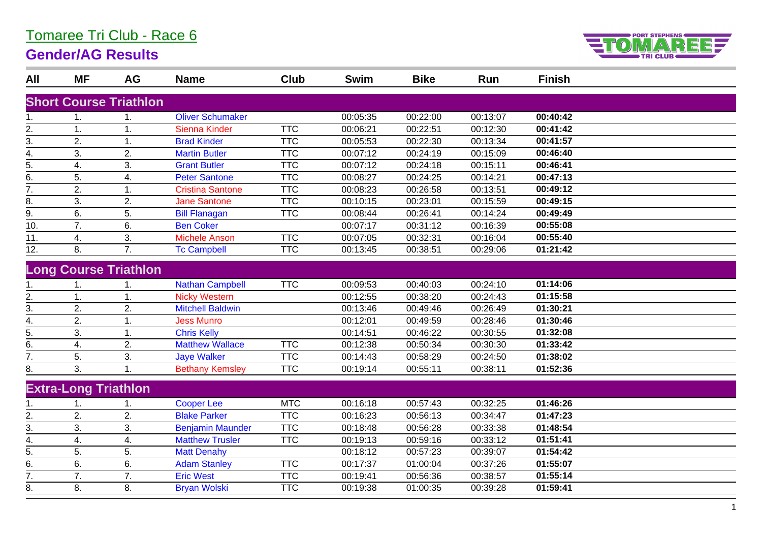# Tomaree Tri Club - Race 6

## Gender/AG Results

| All | MF | AG | Name | Club | Swim | Bike | Run | Finish |
|---|---|---|---|---|---|---|---|---|
| **Short Course Triathlon** | | | | | | | | |
| 1. | 1. | 1. | Oliver Schumaker | | 00:05:35 | 00:22:00 | 00:13:07 | **00:40:42** |
| 2. | 1. | 1. | Sienna Kinder | TTC | 00:06:21 | 00:22:51 | 00:12:30 | **00:41:42** |
| 3. | 2. | 1. | Brad Kinder | TTC | 00:05:53 | 00:22:30 | 00:13:34 | **00:41:57** |
| 4. | 3. | 2. | Martin Butler | TTC | 00:07:12 | 00:24:19 | 00:15:09 | **00:46:40** |
| 5. | 4. | 3. | Grant Butler | TTC | 00:07:12 | 00:24:18 | 00:15:11 | **00:46:41** |
| 6. | 5. | 4. | Peter Santone | TTC | 00:08:27 | 00:24:25 | 00:14:21 | **00:47:13** |
| 7. | 2. | 1. | Cristina Santone | TTC | 00:08:23 | 00:26:58 | 00:13:51 | **00:49:12** |
| 8. | 3. | 2. | Jane Santone | TTC | 00:10:15 | 00:23:01 | 00:15:59 | **00:49:15** |
| 9. | 6. | 5. | Bill Flanagan | TTC | 00:08:44 | 00:26:41 | 00:14:24 | **00:49:49** |
| 10. | 7. | 6. | Ben Coker | | 00:07:17 | 00:31:12 | 00:16:39 | **00:55:08** |
| 11. | 4. | 3. | Michele Anson | TTC | 00:07:05 | 00:32:31 | 00:16:04 | **00:55:40** |
| 12. | 8. | 7. | Tc Campbell | TTC | 00:13:45 | 00:38:51 | 00:29:06 | **01:21:42** |
| **Long Course Triathlon** | | | | | | | | |
| 1. | 1. | 1. | Nathan Campbell | TTC | 00:09:53 | 00:40:03 | 00:24:10 | **01:14:06** |
| 2. | 1. | 1. | Nicky Western | | 00:12:55 | 00:38:20 | 00:24:43 | **01:15:58** |
| 3. | 2. | 2. | Mitchell Baldwin | | 00:13:46 | 00:49:46 | 00:26:49 | **01:30:21** |
| 4. | 2. | 1. | Jess Munro | | 00:12:01 | 00:49:59 | 00:28:46 | **01:30:46** |
| 5. | 3. | 1. | Chris Kelly | | 00:14:51 | 00:46:22 | 00:30:55 | **01:32:08** |
| 6. | 4. | 2. | Matthew Wallace | TTC | 00:12:38 | 00:50:34 | 00:30:30 | **01:33:42** |
| 7. | 5. | 3. | Jaye Walker | TTC | 00:14:43 | 00:58:29 | 00:24:50 | **01:38:02** |
| 8. | 3. | 1. | Bethany Kemsley | TTC | 00:19:14 | 00:55:11 | 00:38:11 | **01:52:36** |
| **Extra-Long Triathlon** | | | | | | | | |
| 1. | 1. | 1. | Cooper Lee | MTC | 00:16:18 | 00:57:43 | 00:32:25 | **01:46:26** |
| 2. | 2. | 2. | Blake Parker | TTC | 00:16:23 | 00:56:13 | 00:34:47 | **01:47:23** |
| 3. | 3. | 3. | Benjamin Maunder | TTC | 00:18:48 | 00:56:28 | 00:33:38 | **01:48:54** |
| 4. | 4. | 4. | Matthew Trusler | TTC | 00:19:13 | 00:59:16 | 00:33:12 | **01:51:41** |
| 5. | 5. | 5. | Matt Denahy | | 00:18:12 | 00:57:23 | 00:39:07 | **01:54:42** |
| 6. | 6. | 6. | Adam Stanley | TTC | 00:17:37 | 01:00:04 | 00:37:26 | **01:55:07** |
| 7. | 7. | 7. | Eric West | TTC | 00:19:41 | 00:56:36 | 00:38:57 | **01:55:14** |
| 8. | 8. | 8. | Bryan Wolski | TTC | 00:19:38 | 01:00:35 | 00:39:28 | **01:59:41** |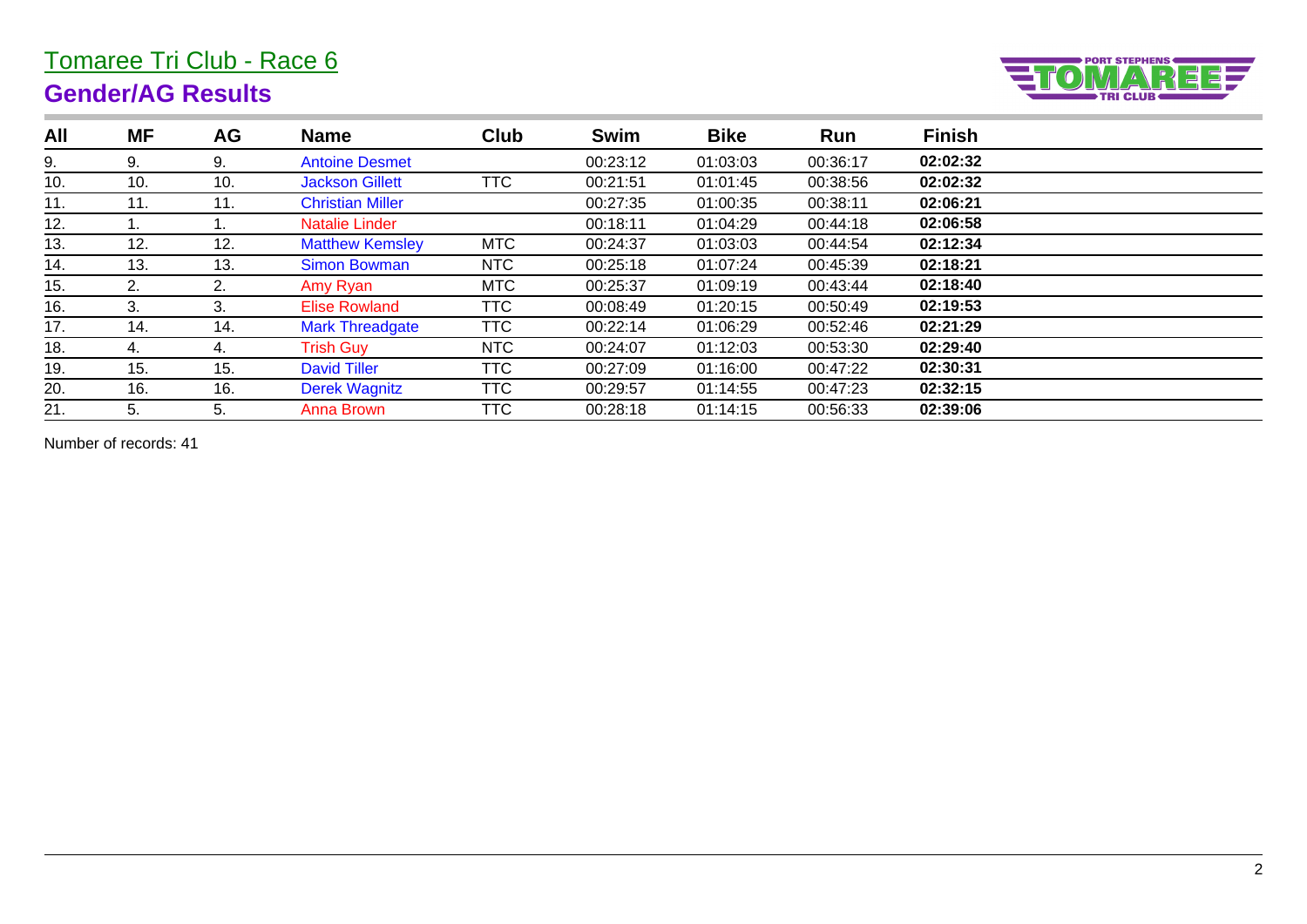# Tomaree Tri Club - Race 6

## Gender/AG Results

| All | MF | AG | Name | Club | Swim | Bike | Run | Finish |
|---|---|---|---|---|---|---|---|---|
| 9. | 9. | 9. | Antoine Desmet | | 00:23:12 | 01:03:03 | 00:36:17 | **02:02:32** |
| 10. | 10. | 10. | Jackson Gillett | TTC | 00:21:51 | 01:01:45 | 00:38:56 | **02:02:32** |
| 11. | 11. | 11. | Christian Miller | | 00:27:35 | 01:00:35 | 00:38:11 | **02:06:21** |
| 12. | 1. | 1. | Natalie Linder | | 00:18:11 | 01:04:29 | 00:44:18 | **02:06:58** |
| 13. | 12. | 12. | Matthew Kemsley | MTC | 00:24:37 | 01:03:03 | 00:44:54 | **02:12:34** |
| 14. | 13. | 13. | Simon Bowman | NTC | 00:25:18 | 01:07:24 | 00:45:39 | **02:18:21** |
| 15. | 2. | 2. | Amy Ryan | MTC | 00:25:37 | 01:09:19 | 00:43:44 | **02:18:40** |
| 16. | 3. | 3. | Elise Rowland | TTC | 00:08:49 | 01:20:15 | 00:50:49 | **02:19:53** |
| 17. | 14. | 14. | Mark Threadgate | TTC | 00:22:14 | 01:06:29 | 00:52:46 | **02:21:29** |
| 18. | 4. | 4. | Trish Guy | NTC | 00:24:07 | 01:12:03 | 00:53:30 | **02:29:40** |
| 19. | 15. | 15. | David Tiller | TTC | 00:27:09 | 01:16:00 | 00:47:22 | **02:30:31** |
| 20. | 16. | 16. | Derek Wagnitz | TTC | 00:29:57 | 01:14:55 | 00:47:23 | **02:32:15** |
| 21. | 5. | 5. | Anna Brown | TTC | 00:28:18 | 01:14:15 | 00:56:33 | **02:39:06** |

Number of records: 41